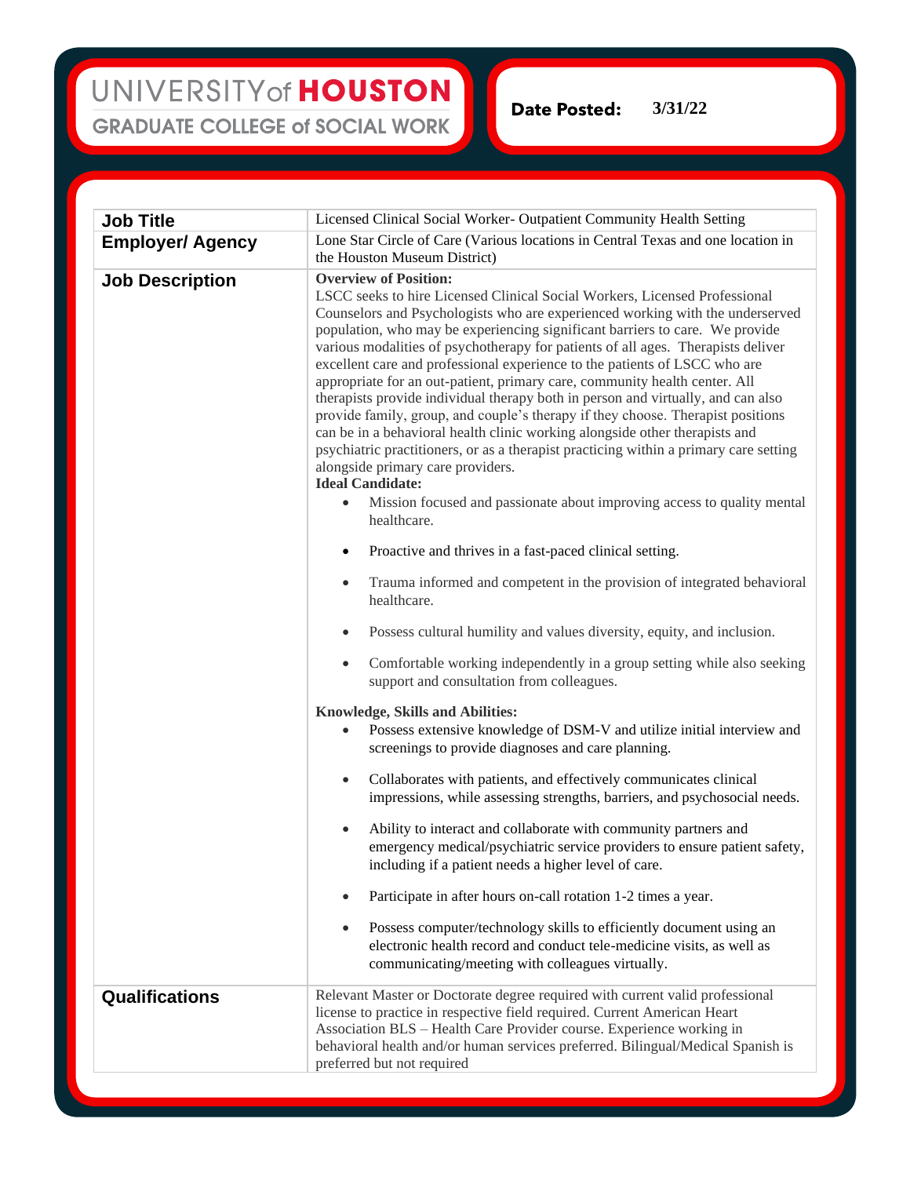UNIVERSITY of HOUSTON
GRADUATE COLLEGE of SOCIAL WORK

**Date Posted:** 3/31/22

| | |
|---|---|
| **Job Title** | Licensed Clinical Social Worker- Outpatient Community Health Setting |
| **Employer/ Agency** | Lone Star Circle of Care (Various locations in Central Texas and one location in the Houston Museum District) |
| **Job Description** | **Overview of Position:**<br>LSCC seeks to hire Licensed Clinical Social Workers, Licensed Professional Counselors and Psychologists who are experienced working with the underserved population, who may be experiencing significant barriers to care. We provide various modalities of psychotherapy for patients of all ages. Therapists deliver excellent care and professional experience to the patients of LSCC who are appropriate for an out-patient, primary care, community health center. All therapists provide individual therapy both in person and virtually, and can also provide family, group, and couple's therapy if they choose. Therapist positions can be in a behavioral health clinic working alongside other therapists and psychiatric practitioners, or as a therapist practicing within a primary care setting alongside primary care providers.<br>**Ideal Candidate:**<br>• Mission focused and passionate about improving access to quality mental healthcare.<br>• Proactive and thrives in a fast-paced clinical setting.<br>• Trauma informed and competent in the provision of integrated behavioral healthcare.<br>• Possess cultural humility and values diversity, equity, and inclusion.<br>• Comfortable working independently in a group setting while also seeking support and consultation from colleagues.<br>**Knowledge, Skills and Abilities:**<br>• Possess extensive knowledge of DSM-V and utilize initial interview and screenings to provide diagnoses and care planning.<br>• Collaborates with patients, and effectively communicates clinical impressions, while assessing strengths, barriers, and psychosocial needs.<br>• Ability to interact and collaborate with community partners and emergency medical/psychiatric service providers to ensure patient safety, including if a patient needs a higher level of care.<br>• Participate in after hours on-call rotation 1-2 times a year.<br>• Possess computer/technology skills to efficiently document using an electronic health record and conduct tele-medicine visits, as well as communicating/meeting with colleagues virtually. |
| **Qualifications** | Relevant Master or Doctorate degree required with current valid professional license to practice in respective field required. Current American Heart Association BLS – Health Care Provider course. Experience working in behavioral health and/or human services preferred. Bilingual/Medical Spanish is preferred but not required |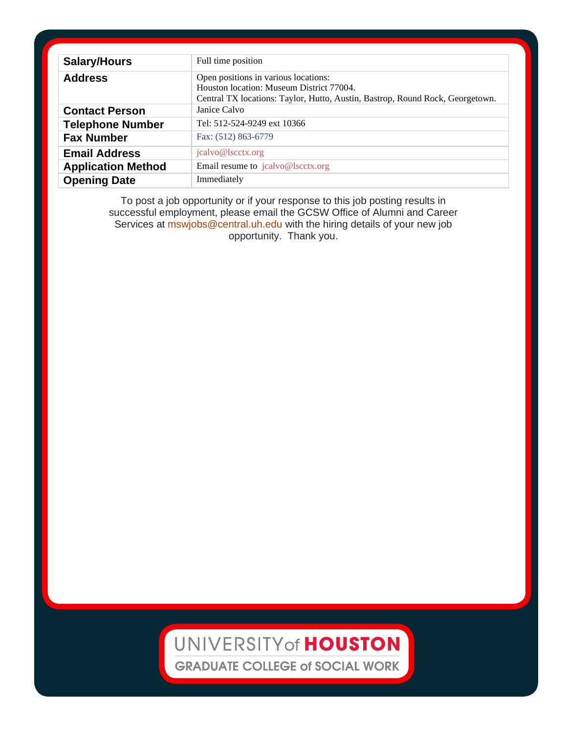| | |
|---|---|
| **Salary/Hours** | Full time position |
| **Address** | Open positions in various locations:<br>Houston location: Museum District 77004.<br>Central TX locations: Taylor, Hutto, Austin, Bastrop, Round Rock, Georgetown. |
| **Contact Person** | Janice Calvo |
| **Telephone Number** | Tel: 512-524-9249 ext 10366 |
| **Fax Number** | Fax: (512) 863-6779 |
| **Email Address** | jcalvo@lscctx.org |
| **Application Method** | Email resume to jcalvo@lscctx.org |
| **Opening Date** | Immediately |

To post a job opportunity or if your response to this job posting results in successful employment, please email the GCSW Office of Alumni and Career Services at mswjobs@central.uh.edu with the hiring details of your new job opportunity. Thank you.

UNIVERSITY of HOUSTON
GRADUATE COLLEGE of SOCIAL WORK